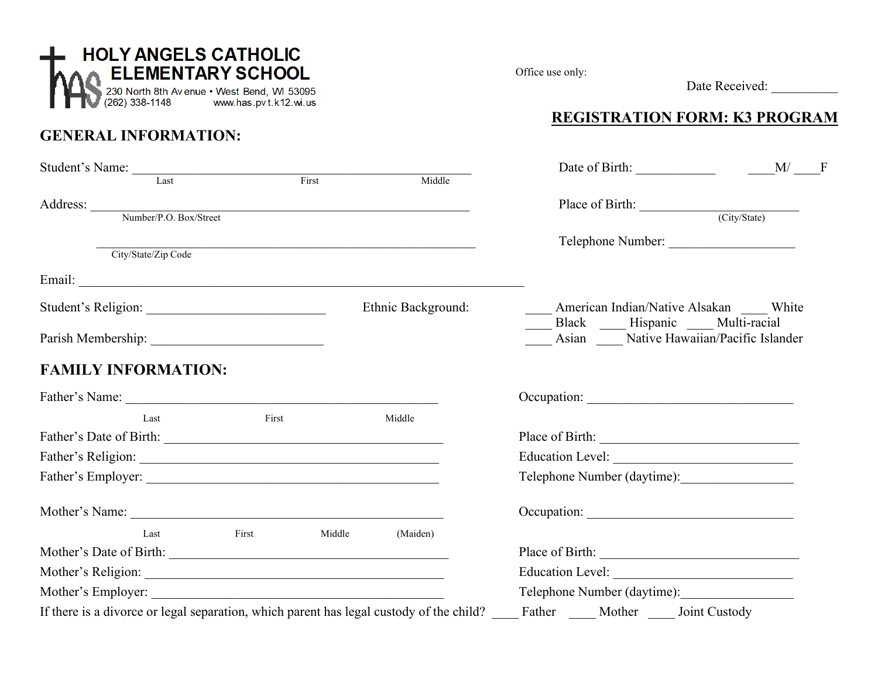**HOLY ANGELS CATHOLIC ELEMENTARY SCHOOL**
230 North 8th Avenue • West Bend, WI 53095
(262) 338-1148 www.has.pvt.k12.wi.us

Office use only:

Date Received: __________

## REGISTRATION FORM: K3 PROGRAM

## GENERAL INFORMATION:

Student's Name: ______________________________________________
Last First Middle

Date of Birth: ____________ ____M/ ____F

Address: ____________________________________________________
Number/P.O. Box/Street

Place of Birth: _________________________
(City/State)

____________________________________________________
City/State/Zip Code

Telephone Number: ___________________

Email: ____________________________________________________________

Student's Religion: ___________________________

Ethnic Background: ____ American Indian/Native Alsakan ____ White ____ Black ____ Hispanic ____ Multi-racial ____ Asian ____ Native Hawaiian/Pacific Islander

Parish Membership: ___________________________

## FAMILY INFORMATION:

Father's Name: ______________________________________________
Last First Middle

Occupation: ________________________________

Father's Date of Birth: _____________________________________________

Place of Birth: _______________________________

Father's Religion: _______________________________________________

Education Level: ____________________________

Father's Employer: _______________________________________________

Telephone Number (daytime):________________

Mother's Name: ______________________________________________
Last First Middle (Maiden)

Occupation: ________________________________

Mother's Date of Birth: _____________________________________________

Place of Birth: _______________________________

Mother's Religion: _______________________________________________

Education Level: ____________________________

Mother's Employer: _______________________________________________

Telephone Number (daytime):________________

If there is a divorce or legal separation, which parent has legal custody of the child? ____ Father ____ Mother ____ Joint Custody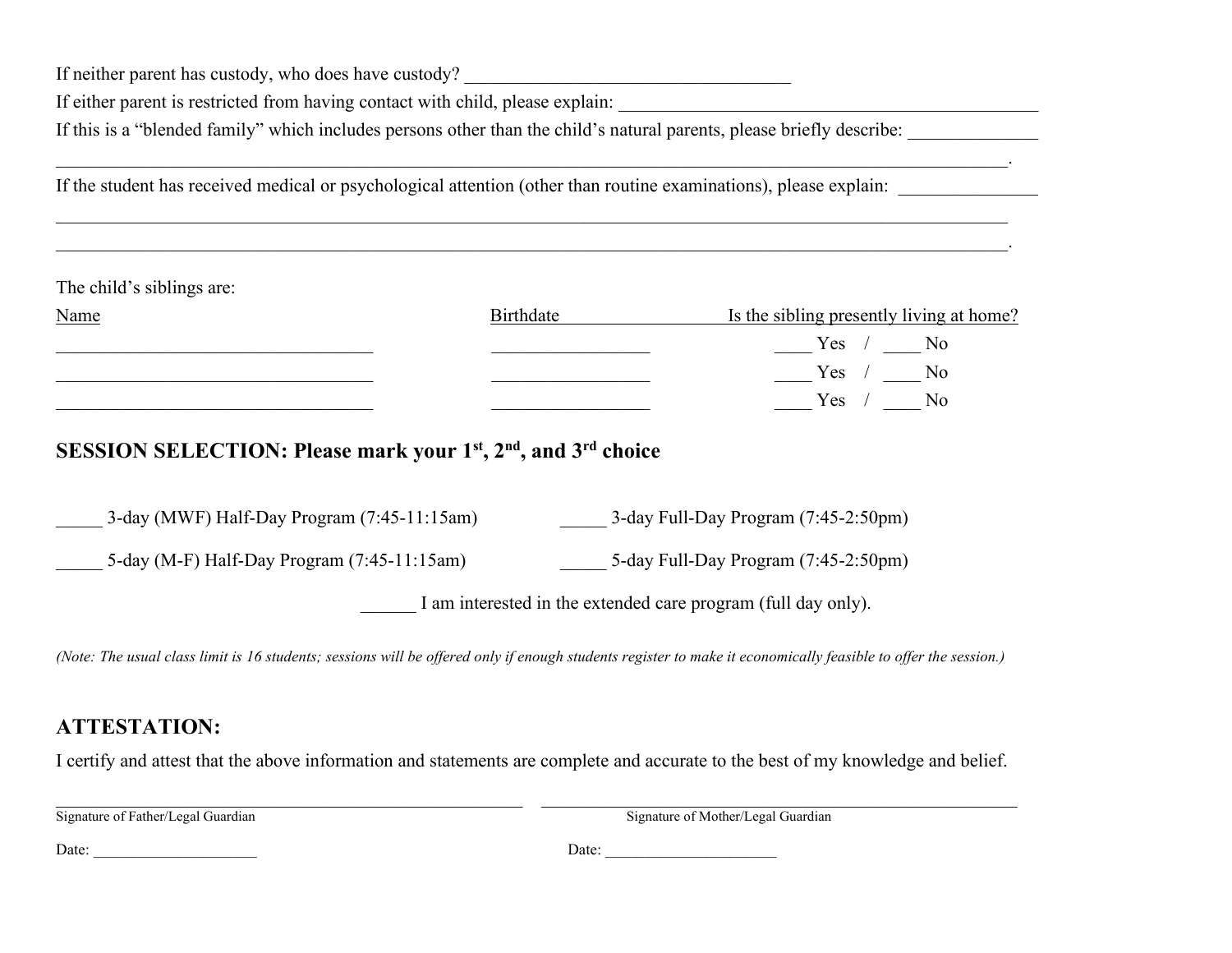If neither parent has custody, who does have custody? ___________________________________

If either parent is restricted from having contact with child, please explain: ______________________________________________

If this is a “blended family” which includes persons other than the child’s natural parents, please briefly describe: ______________
_____________________________________________________________________________________________________.

If the student has received medical or psychological attention (other than routine examinations), please explain: _______________
_____________________________________________________________________________________________________
_____________________________________________________________________________________________________.

The child’s siblings are:

| Name | Birthdate | Is the sibling presently living at home? |
|---|---|---|
| ___________________________________ | _________________ | ____ Yes / ____ No |
| ___________________________________ | _________________ | ____ Yes / ____ No |
| ___________________________________ | _________________ | ____ Yes / ____ No |

## SESSION SELECTION: Please mark your 1st, 2nd, and 3rd choice

_____ 3-day (MWF) Half-Day Program (7:45-11:15am)

_____ 3-day Full-Day Program (7:45-2:50pm)

_____ 5-day (M-F) Half-Day Program (7:45-11:15am)

_____ 5-day Full-Day Program (7:45-2:50pm)

______ I am interested in the extended care program (full day only).

*(Note: The usual class limit is 16 students; sessions will be offered only if enough students register to make it economically feasible to offer the session.)*

## ATTESTATION:

I certify and attest that the above information and statements are complete and accurate to the best of my knowledge and belief.

____________________________________________________
Signature of Father/Legal Guardian

Date: _____________________

____________________________________________________
Signature of Mother/Legal Guardian

Date: ______________________